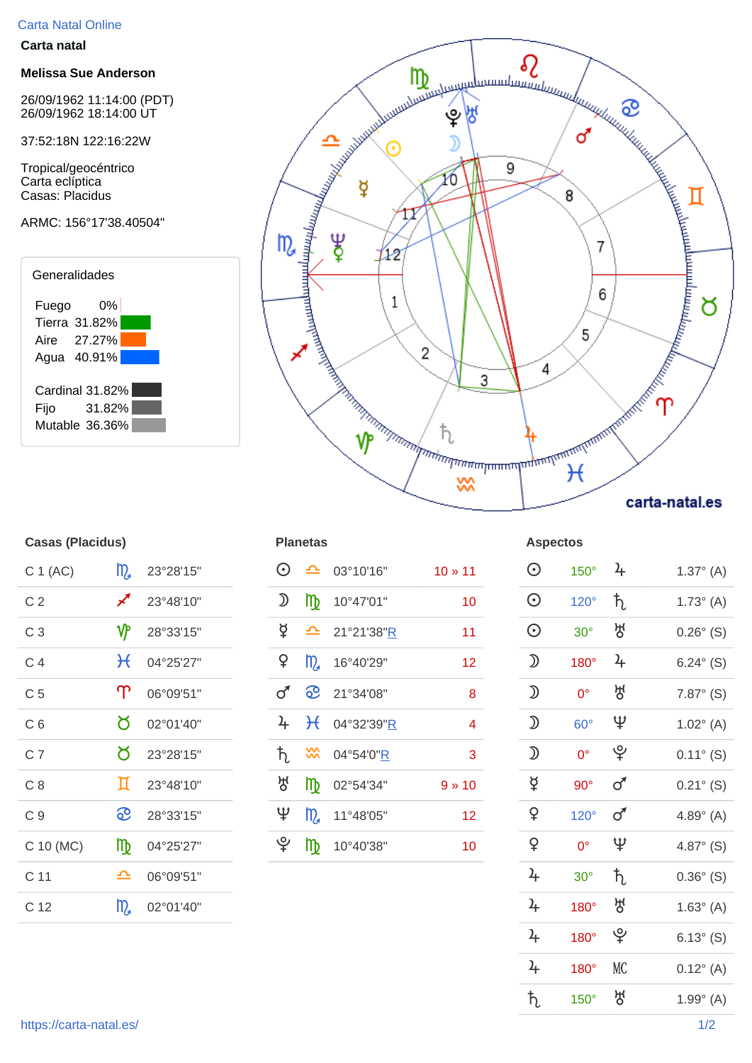Carta Natal Online

**Carta natal**

**Melissa Sue Anderson**

26/09/1962 11:14:00 (PDT)
26/09/1962 18:14:00 UT

37:52:18N 122:16:22W

Tropical/geocéntrico
Carta eclíptica
Casas: Placidus

ARMC: 156°17'38.40504"

### Generalidades

| | |
|---|---|
| Fuego | 0% |
| Tierra | 31.82% |
| Aire | 27.27% |
| Agua | 40.91% |

| | |
|---|---|
| Cardinal | 31.82% |
| Fijo | 31.82% |
| Mutable | 36.36% |

carta-natal.es

### Casas (Placidus)

| Casa | Signo | Grado |
|---|---|---|
| C 1 (AC) | ♏ | 23°28'15" |
| C 2 | ♐ | 23°48'10" |
| C 3 | ♑ | 28°33'15" |
| C 4 | ♓ | 04°25'27" |
| C 5 | ♈ | 06°09'51" |
| C 6 | ♉ | 02°01'40" |
| C 7 | ♉ | 23°28'15" |
| C 8 | ♊ | 23°48'10" |
| C 9 | ♋ | 28°33'15" |
| C 10 (MC) | ♍ | 04°25'27" |
| C 11 | ♎ | 06°09'51" |
| C 12 | ♏ | 02°01'40" |

### Planetas

| Planeta | Signo | Grado | Casa |
|---|---|---|---|
| ☉ | ♎ | 03°10'16" | 10 » 11 |
| ☽ | ♍ | 10°47'01" | 10 |
| ☿ | ♎ | 21°21'38"R | 11 |
| ♀ | ♏ | 16°40'29" | 12 |
| ♂ | ♋ | 21°34'08" | 8 |
| ♃ | ♓ | 04°32'39"R | 4 |
| ♄ | ♒ | 04°54'0"R | 3 |
| ♅ | ♍ | 02°54'34" | 9 » 10 |
| ♆ | ♏ | 11°48'05" | 12 |
| ♇ | ♍ | 10°40'38" | 10 |

### Aspectos

| | Aspecto | | Orbe |
|---|---|---|---|
| ☉ | 150° | ♃ | 1.37° (A) |
| ☉ | 120° | ♄ | 1.73° (A) |
| ☉ | 30° | ♅ | 0.26° (S) |
| ☽ | 180° | ♃ | 6.24° (S) |
| ☽ | 0° | ♅ | 7.87° (S) |
| ☽ | 60° | ♆ | 1.02° (A) |
| ☽ | 0° | ♇ | 0.11° (S) |
| ☿ | 90° | ♂ | 0.21° (S) |
| ♀ | 120° | ♂ | 4.89° (A) |
| ♀ | 0° | ♆ | 4.87° (S) |
| ♃ | 30° | ♄ | 0.36° (S) |
| ♃ | 180° | ♅ | 1.63° (A) |
| ♃ | 180° | ♇ | 6.13° (S) |
| ♃ | 180° | MC | 0.12° (A) |
| ♄ | 150° | ♅ | 1.99° (A) |

https://carta-natal.es/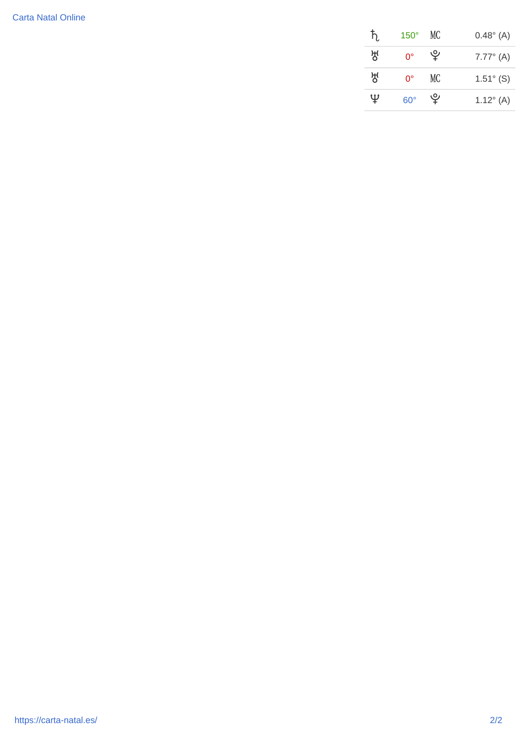| | | | |
|---|---|---|---|
| ♄ | 150° | MC | 0.48° (A) |
| ♅ | 0° | ♇ | 7.77° (A) |
| ♅ | 0° | MC | 1.51° (S) |
| ♆ | 60° | ♇ | 1.12° (A) |